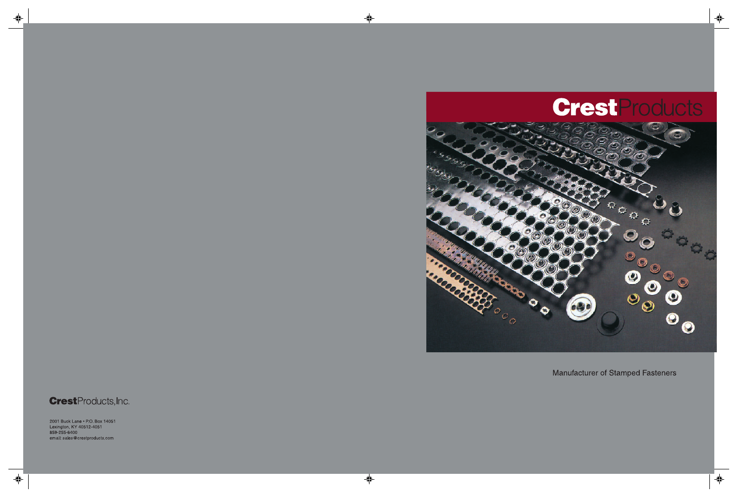# CrestProducts

Manufacturer of Stamped Fasteners

**Crest**Products, Inc.

2001 Buck Lane • P.O. Box 14051
Lexington, KY 40512-4051
859-255-6400
email: sales@crestproducts.com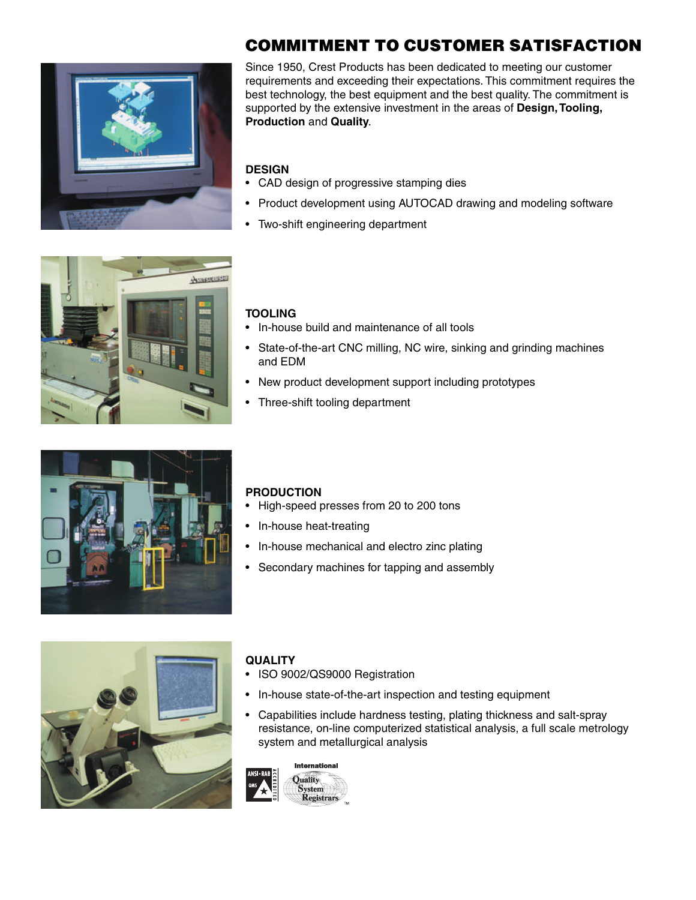# COMMITMENT TO CUSTOMER SATISFACTION

Since 1950, Crest Products has been dedicated to meeting our customer requirements and exceeding their expectations. This commitment requires the best technology, the best equipment and the best quality. The commitment is supported by the extensive investment in the areas of **Design, Tooling, Production** and **Quality**.

## DESIGN

- CAD design of progressive stamping dies
- Product development using AUTOCAD drawing and modeling software
- Two-shift engineering department

## TOOLING

- In-house build and maintenance of all tools
- State-of-the-art CNC milling, NC wire, sinking and grinding machines and EDM
- New product development support including prototypes
- Three-shift tooling department

## PRODUCTION

- High-speed presses from 20 to 200 tons
- In-house heat-treating
- In-house mechanical and electro zinc plating
- Secondary machines for tapping and assembly

## QUALITY

- ISO 9002/QS9000 Registration
- In-house state-of-the-art inspection and testing equipment
- Capabilities include hardness testing, plating thickness and salt-spray resistance, on-line computerized statistical analysis, a full scale metrology system and metallurgical analysis

ANSI-RAB QMS ACCREDITED

International Quality System Registrars™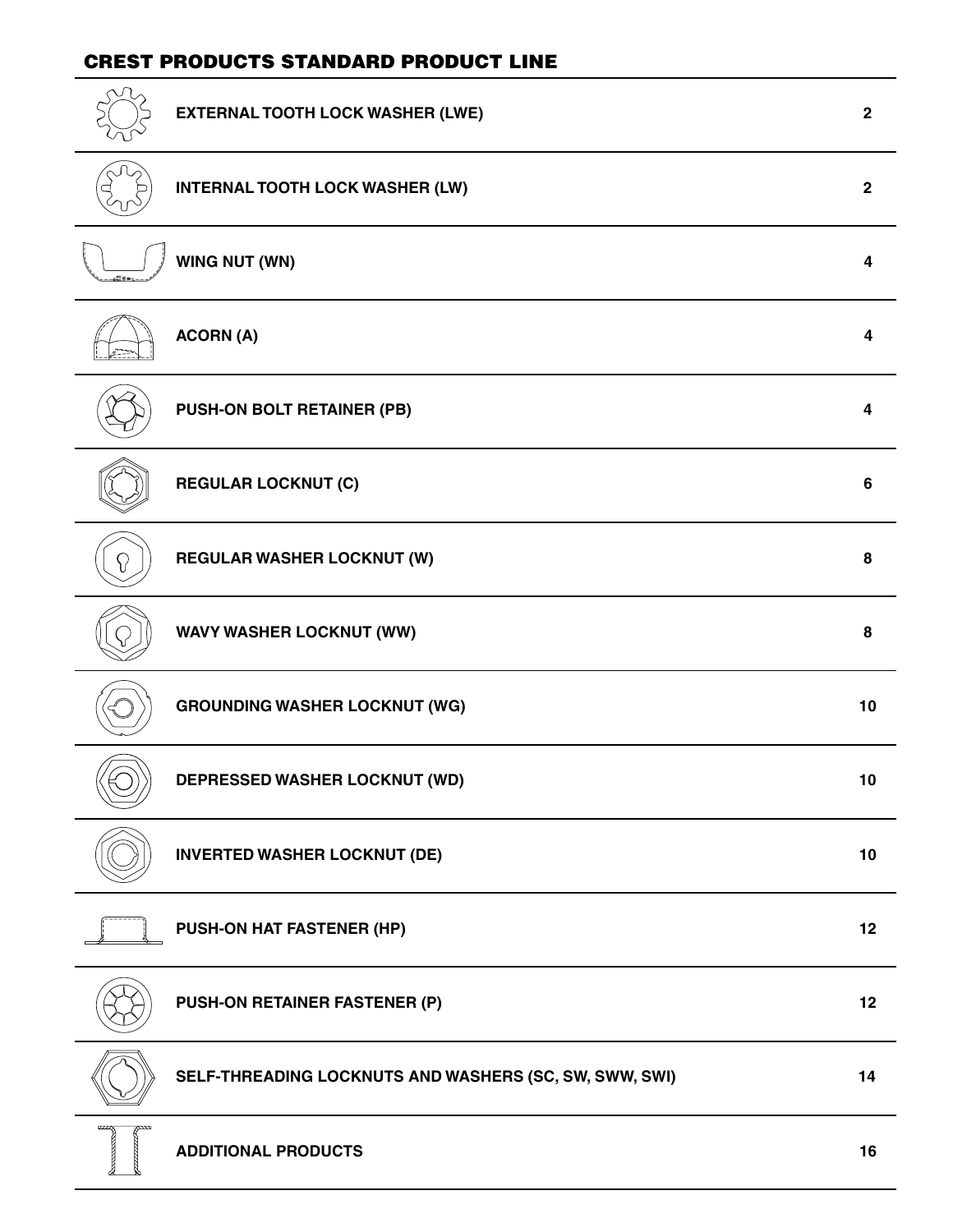## CREST PRODUCTS STANDARD PRODUCT LINE

| Product | Page |
|---|---|
| **EXTERNAL TOOTH LOCK WASHER (LWE)** | **2** |
| **INTERNAL TOOTH LOCK WASHER (LW)** | **2** |
| **WING NUT (WN)** | **4** |
| **ACORN (A)** | **4** |
| **PUSH-ON BOLT RETAINER (PB)** | **4** |
| **REGULAR LOCKNUT (C)** | **6** |
| **REGULAR WASHER LOCKNUT (W)** | **8** |
| **WAVY WASHER LOCKNUT (WW)** | **8** |
| **GROUNDING WASHER LOCKNUT (WG)** | **10** |
| **DEPRESSED WASHER LOCKNUT (WD)** | **10** |
| **INVERTED WASHER LOCKNUT (DE)** | **10** |
| **PUSH-ON HAT FASTENER (HP)** | **12** |
| **PUSH-ON RETAINER FASTENER (P)** | **12** |
| **SELF-THREADING LOCKNUTS AND WASHERS (SC, SW, SWW, SWI)** | **14** |
| **ADDITIONAL PRODUCTS** | **16** |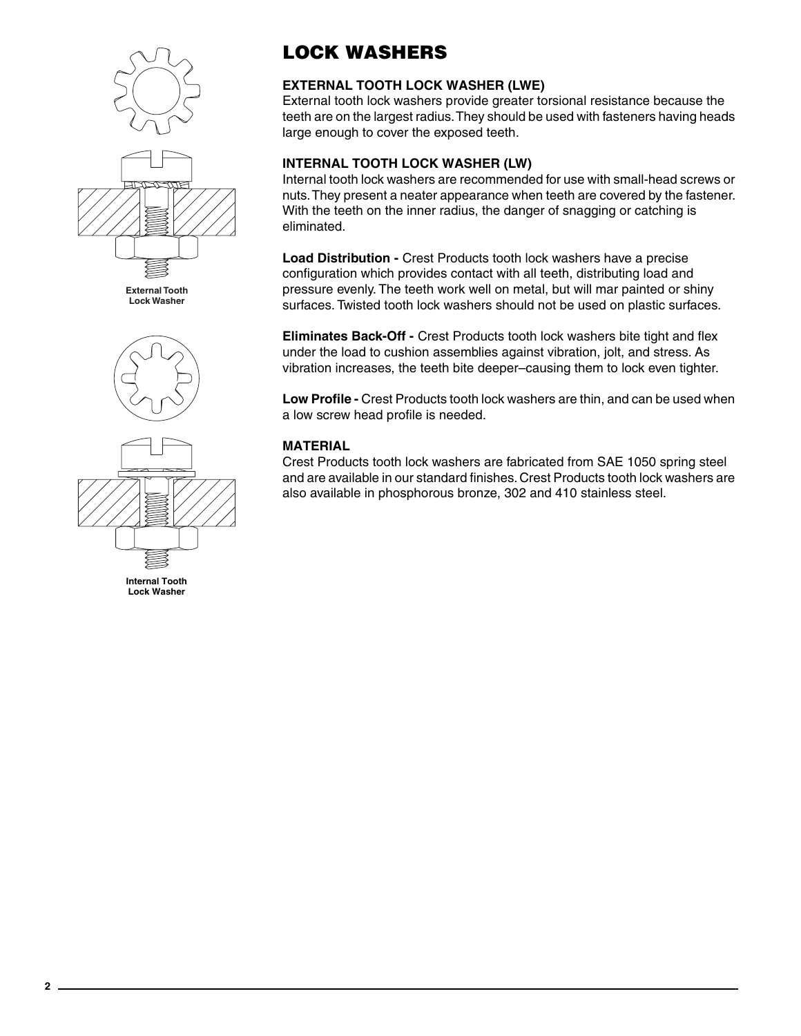External Tooth Lock Washer

Internal Tooth Lock Washer

# LOCK WASHERS

### EXTERNAL TOOTH LOCK WASHER (LWE)

External tooth lock washers provide greater torsional resistance because the teeth are on the largest radius. They should be used with fasteners having heads large enough to cover the exposed teeth.

### INTERNAL TOOTH LOCK WASHER (LW)

Internal tooth lock washers are recommended for use with small-head screws or nuts. They present a neater appearance when teeth are covered by the fastener. With the teeth on the inner radius, the danger of snagging or catching is eliminated.

**Load Distribution -** Crest Products tooth lock washers have a precise configuration which provides contact with all teeth, distributing load and pressure evenly. The teeth work well on metal, but will mar painted or shiny surfaces. Twisted tooth lock washers should not be used on plastic surfaces.

**Eliminates Back-Off -** Crest Products tooth lock washers bite tight and flex under the load to cushion assemblies against vibration, jolt, and stress. As vibration increases, the teeth bite deeper–causing them to lock even tighter.

**Low Profile -** Crest Products tooth lock washers are thin, and can be used when a low screw head profile is needed.

### MATERIAL

Crest Products tooth lock washers are fabricated from SAE 1050 spring steel and are available in our standard finishes. Crest Products tooth lock washers are also available in phosphorous bronze, 302 and 410 stainless steel.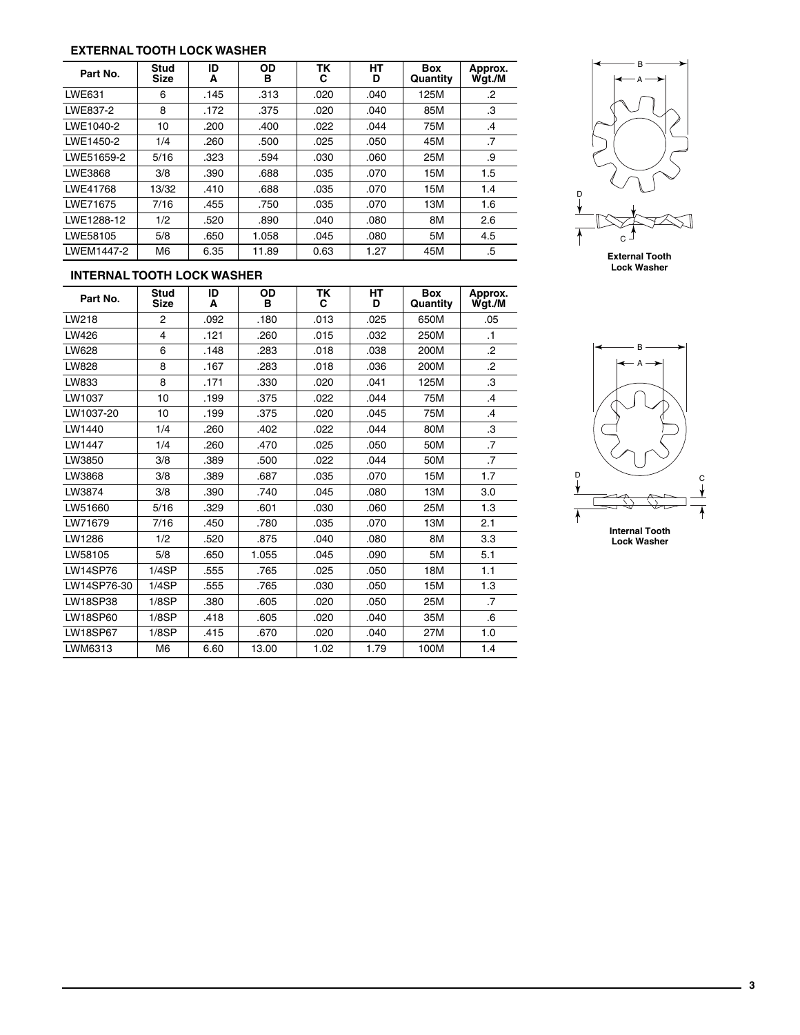## EXTERNAL TOOTH LOCK WASHER

| Part No. | Stud Size | ID A | OD B | TK C | HT D | Box Quantity | Approx. Wgt./M |
|---|---|---|---|---|---|---|---|
| LWE631 | 6 | .145 | .313 | .020 | .040 | 125M | .2 |
| LWE837-2 | 8 | .172 | .375 | .020 | .040 | 85M | .3 |
| LWE1040-2 | 10 | .200 | .400 | .022 | .044 | 75M | .4 |
| LWE1450-2 | 1/4 | .260 | .500 | .025 | .050 | 45M | .7 |
| LWE51659-2 | 5/16 | .323 | .594 | .030 | .060 | 25M | .9 |
| LWE3868 | 3/8 | .390 | .688 | .035 | .070 | 15M | 1.5 |
| LWE41768 | 13/32 | .410 | .688 | .035 | .070 | 15M | 1.4 |
| LWE71675 | 7/16 | .455 | .750 | .035 | .070 | 13M | 1.6 |
| LWE1288-12 | 1/2 | .520 | .890 | .040 | .080 | 8M | 2.6 |
| LWE58105 | 5/8 | .650 | 1.058 | .045 | .080 | 5M | 4.5 |
| LWEM1447-2 | M6 | 6.35 | 11.89 | 0.63 | 1.27 | 45M | .5 |

External Tooth Lock Washer

## INTERNAL TOOTH LOCK WASHER

| Part No. | Stud Size | ID A | OD B | TK C | HT D | Box Quantity | Approx. Wgt./M |
|---|---|---|---|---|---|---|---|
| LW218 | 2 | .092 | .180 | .013 | .025 | 650M | .05 |
| LW426 | 4 | .121 | .260 | .015 | .032 | 250M | .1 |
| LW628 | 6 | .148 | .283 | .018 | .038 | 200M | .2 |
| LW828 | 8 | .167 | .283 | .018 | .036 | 200M | .2 |
| LW833 | 8 | .171 | .330 | .020 | .041 | 125M | .3 |
| LW1037 | 10 | .199 | .375 | .022 | .044 | 75M | .4 |
| LW1037-20 | 10 | .199 | .375 | .020 | .045 | 75M | .4 |
| LW1440 | 1/4 | .260 | .402 | .022 | .044 | 80M | .3 |
| LW1447 | 1/4 | .260 | .470 | .025 | .050 | 50M | .7 |
| LW3850 | 3/8 | .389 | .500 | .022 | .044 | 50M | .7 |
| LW3868 | 3/8 | .389 | .687 | .035 | .070 | 15M | 1.7 |
| LW3874 | 3/8 | .390 | .740 | .045 | .080 | 13M | 3.0 |
| LW51660 | 5/16 | .329 | .601 | .030 | .060 | 25M | 1.3 |
| LW71679 | 7/16 | .450 | .780 | .035 | .070 | 13M | 2.1 |
| LW1286 | 1/2 | .520 | .875 | .040 | .080 | 8M | 3.3 |
| LW58105 | 5/8 | .650 | 1.055 | .045 | .090 | 5M | 5.1 |
| LW14SP76 | 1/4SP | .555 | .765 | .025 | .050 | 18M | 1.1 |
| LW14SP76-30 | 1/4SP | .555 | .765 | .030 | .050 | 15M | 1.3 |
| LW18SP38 | 1/8SP | .380 | .605 | .020 | .050 | 25M | .7 |
| LW18SP60 | 1/8SP | .418 | .605 | .020 | .040 | 35M | .6 |
| LW18SP67 | 1/8SP | .415 | .670 | .020 | .040 | 27M | 1.0 |
| LWM6313 | M6 | 6.60 | 13.00 | 1.02 | 1.79 | 100M | 1.4 |

Internal Tooth Lock Washer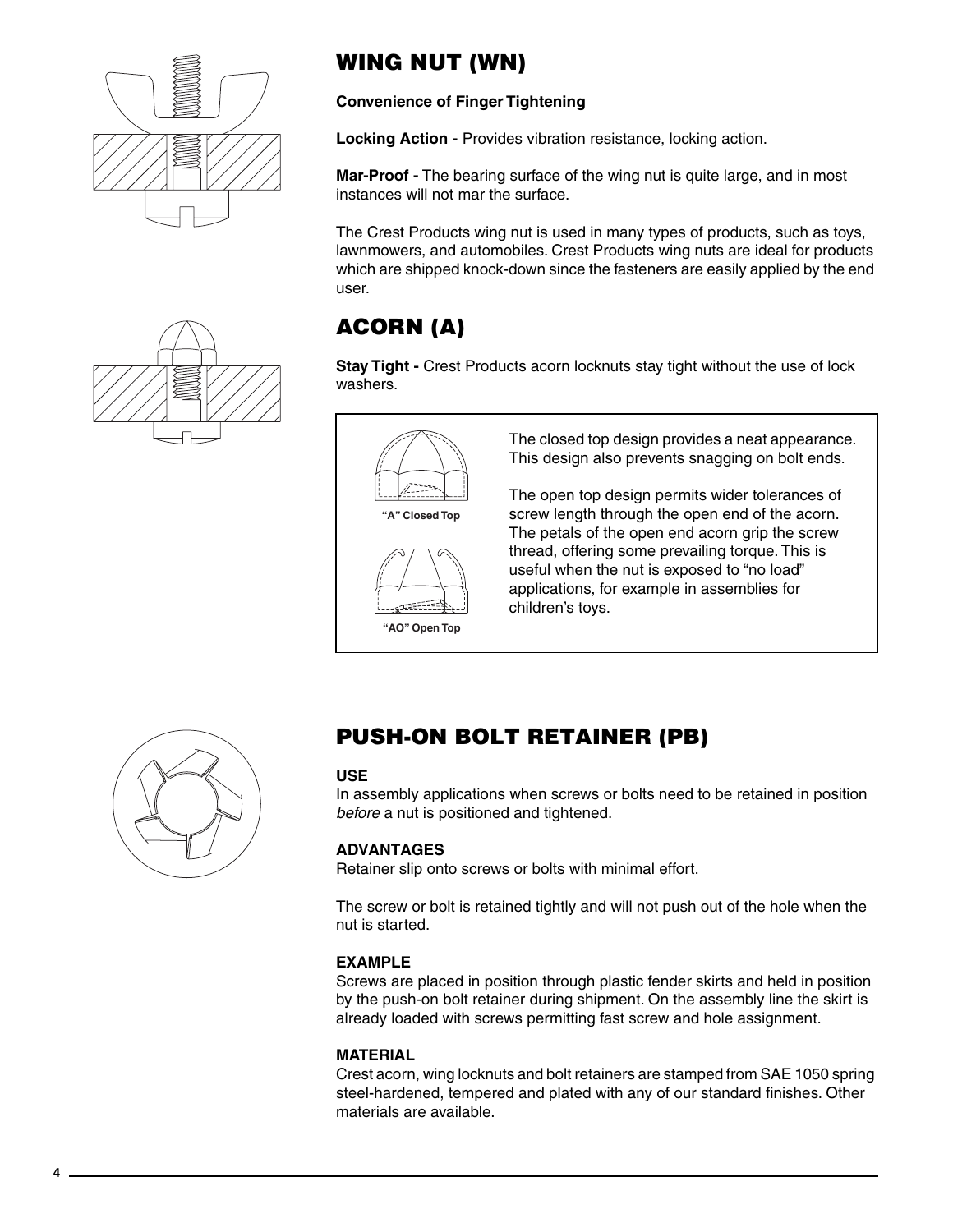## WING NUT (WN)

**Convenience of Finger Tightening**

**Locking Action -** Provides vibration resistance, locking action.

**Mar-Proof -** The bearing surface of the wing nut is quite large, and in most instances will not mar the surface.

The Crest Products wing nut is used in many types of products, such as toys, lawnmowers, and automobiles. Crest Products wing nuts are ideal for products which are shipped knock-down since the fasteners are easily applied by the end user.

## ACORN (A)

**Stay Tight -** Crest Products acorn locknuts stay tight without the use of lock washers.

"A" Closed Top

"AO" Open Top

The closed top design provides a neat appearance. This design also prevents snagging on bolt ends.

The open top design permits wider tolerances of screw length through the open end of the acorn. The petals of the open end acorn grip the screw thread, offering some prevailing torque. This is useful when the nut is exposed to "no load" applications, for example in assemblies for children's toys.

## PUSH-ON BOLT RETAINER (PB)

**USE**

In assembly applications when screws or bolts need to be retained in position *before* a nut is positioned and tightened.

**ADVANTAGES**

Retainer slip onto screws or bolts with minimal effort.

The screw or bolt is retained tightly and will not push out of the hole when the nut is started.

**EXAMPLE**

Screws are placed in position through plastic fender skirts and held in position by the push-on bolt retainer during shipment. On the assembly line the skirt is already loaded with screws permitting fast screw and hole assignment.

**MATERIAL**

Crest acorn, wing locknuts and bolt retainers are stamped from SAE 1050 spring steel-hardened, tempered and plated with any of our standard finishes. Other materials are available.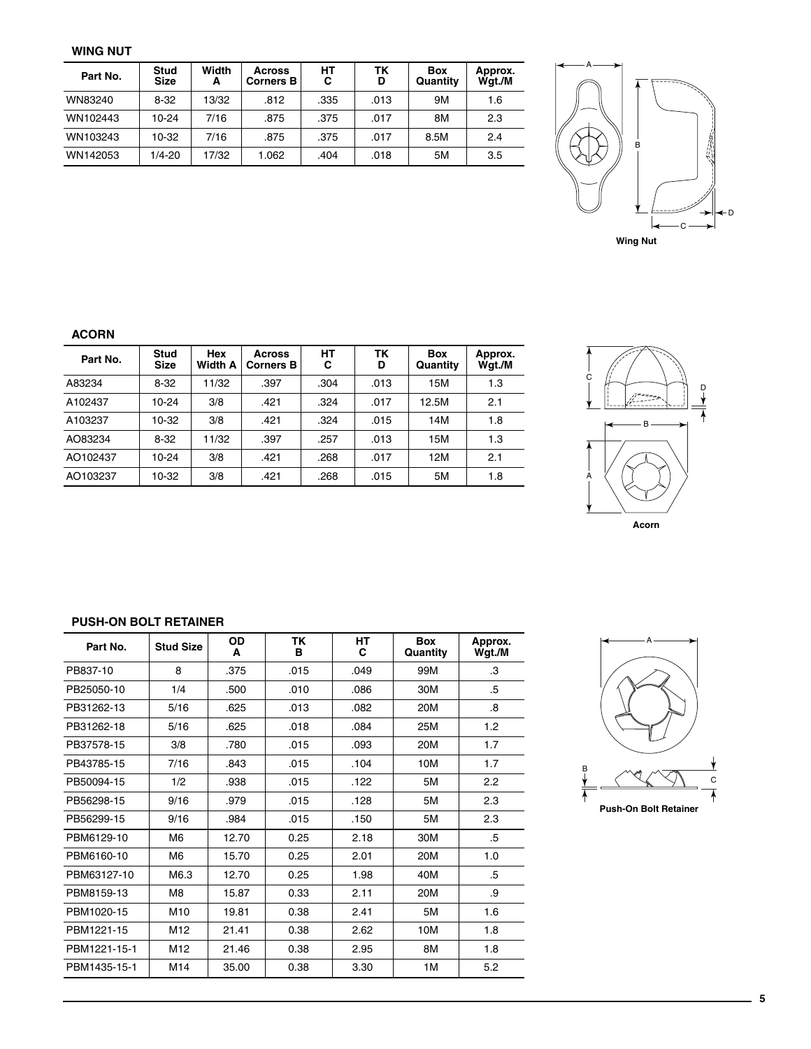### WING NUT

| Part No. | Stud Size | Width A | Across Corners B | HT C | TK D | Box Quantity | Approx. Wgt./M |
|---|---|---|---|---|---|---|---|
| WN83240 | 8-32 | 13/32 | .812 | .335 | .013 | 9M | 1.6 |
| WN102443 | 10-24 | 7/16 | .875 | .375 | .017 | 8M | 2.3 |
| WN103243 | 10-32 | 7/16 | .875 | .375 | .017 | 8.5M | 2.4 |
| WN142053 | 1/4-20 | 17/32 | 1.062 | .404 | .018 | 5M | 3.5 |

Wing Nut

### ACORN

| Part No. | Stud Size | Hex Width A | Across Corners B | HT C | TK D | Box Quantity | Approx. Wgt./M |
|---|---|---|---|---|---|---|---|
| A83234 | 8-32 | 11/32 | .397 | .304 | .013 | 15M | 1.3 |
| A102437 | 10-24 | 3/8 | .421 | .324 | .017 | 12.5M | 2.1 |
| A103237 | 10-32 | 3/8 | .421 | .324 | .015 | 14M | 1.8 |
| AO83234 | 8-32 | 11/32 | .397 | .257 | .013 | 15M | 1.3 |
| AO102437 | 10-24 | 3/8 | .421 | .268 | .017 | 12M | 2.1 |
| AO103237 | 10-32 | 3/8 | .421 | .268 | .015 | 5M | 1.8 |

Acorn

### PUSH-ON BOLT RETAINER

| Part No. | Stud Size | OD A | TK B | HT C | Box Quantity | Approx. Wgt./M |
|---|---|---|---|---|---|---|
| PB837-10 | 8 | .375 | .015 | .049 | 99M | .3 |
| PB25050-10 | 1/4 | .500 | .010 | .086 | 30M | .5 |
| PB31262-13 | 5/16 | .625 | .013 | .082 | 20M | .8 |
| PB31262-18 | 5/16 | .625 | .018 | .084 | 25M | 1.2 |
| PB37578-15 | 3/8 | .780 | .015 | .093 | 20M | 1.7 |
| PB43785-15 | 7/16 | .843 | .015 | .104 | 10M | 1.7 |
| PB50094-15 | 1/2 | .938 | .015 | .122 | 5M | 2.2 |
| PB56298-15 | 9/16 | .979 | .015 | .128 | 5M | 2.3 |
| PB56299-15 | 9/16 | .984 | .015 | .150 | 5M | 2.3 |
| PBM6129-10 | M6 | 12.70 | 0.25 | 2.18 | 30M | .5 |
| PBM6160-10 | M6 | 15.70 | 0.25 | 2.01 | 20M | 1.0 |
| PBM63127-10 | M6.3 | 12.70 | 0.25 | 1.98 | 40M | .5 |
| PBM8159-13 | M8 | 15.87 | 0.33 | 2.11 | 20M | .9 |
| PBM1020-15 | M10 | 19.81 | 0.38 | 2.41 | 5M | 1.6 |
| PBM1221-15 | M12 | 21.41 | 0.38 | 2.62 | 10M | 1.8 |
| PBM1221-15-1 | M12 | 21.46 | 0.38 | 2.95 | 8M | 1.8 |
| PBM1435-15-1 | M14 | 35.00 | 0.38 | 3.30 | 1M | 5.2 |

Push-On Bolt Retainer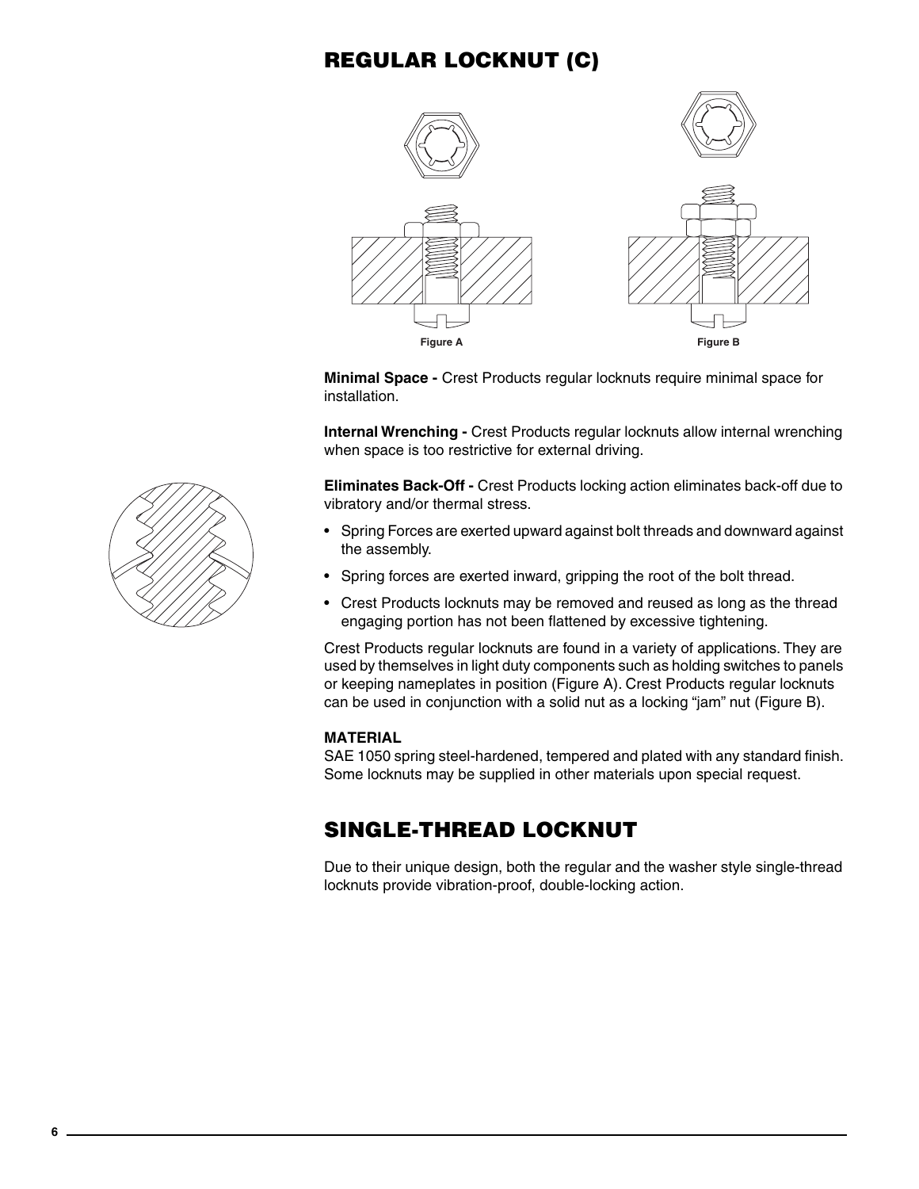## REGULAR LOCKNUT (C)

Figure A

Figure B

**Minimal Space -** Crest Products regular locknuts require minimal space for installation.

**Internal Wrenching -** Crest Products regular locknuts allow internal wrenching when space is too restrictive for external driving.

**Eliminates Back-Off -** Crest Products locking action eliminates back-off due to vibratory and/or thermal stress.

- Spring Forces are exerted upward against bolt threads and downward against the assembly.
- Spring forces are exerted inward, gripping the root of the bolt thread.
- Crest Products locknuts may be removed and reused as long as the thread engaging portion has not been flattened by excessive tightening.

Crest Products regular locknuts are found in a variety of applications. They are used by themselves in light duty components such as holding switches to panels or keeping nameplates in position (Figure A). Crest Products regular locknuts can be used in conjunction with a solid nut as a locking "jam" nut (Figure B).

**MATERIAL**
SAE 1050 spring steel-hardened, tempered and plated with any standard finish. Some locknuts may be supplied in other materials upon special request.

## SINGLE-THREAD LOCKNUT

Due to their unique design, both the regular and the washer style single-thread locknuts provide vibration-proof, double-locking action.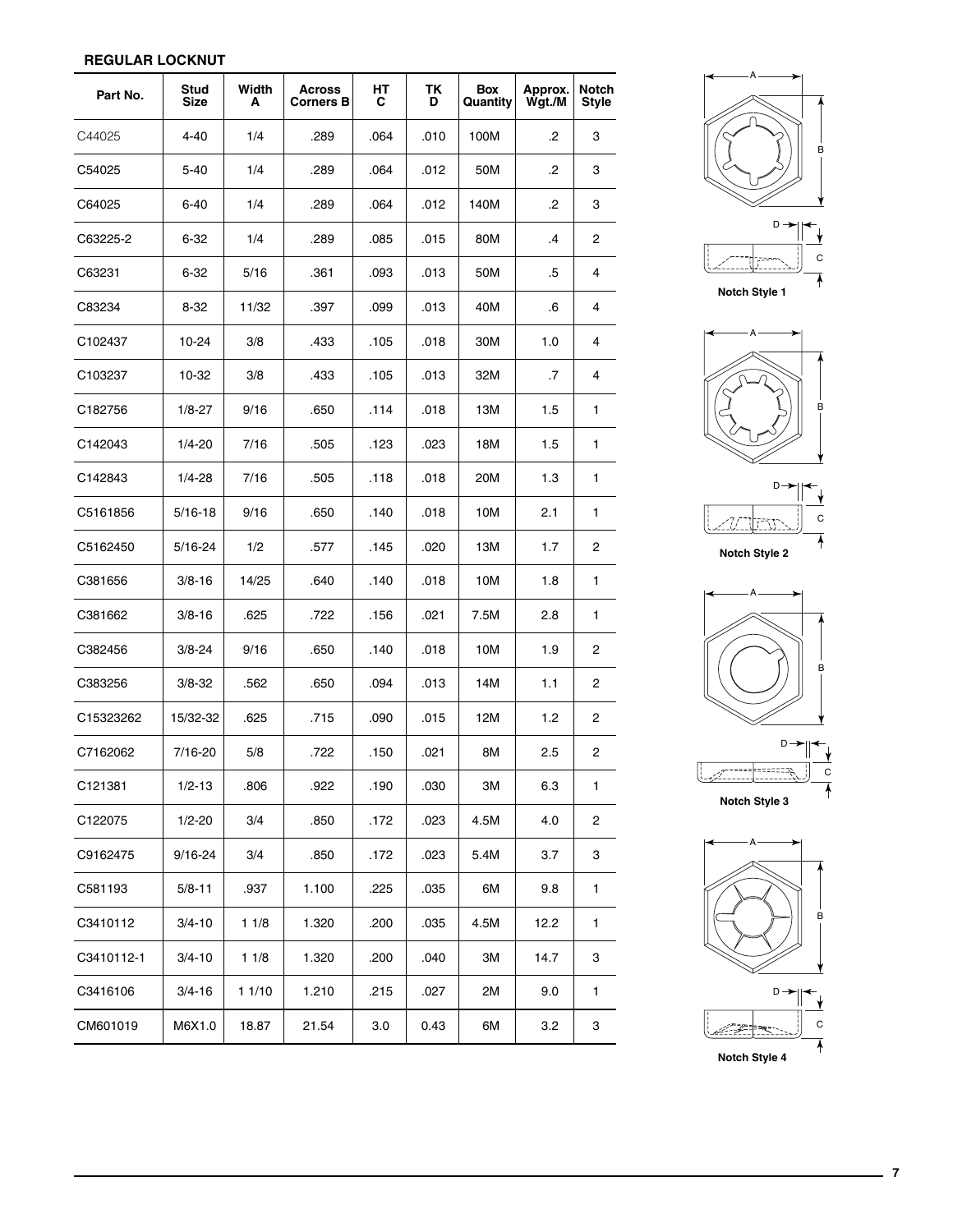**REGULAR LOCKNUT**

| Part No. | Stud Size | Width A | Across Corners B | HT C | TK D | Box Quantity | Approx. Wgt./M | Notch Style |
|---|---|---|---|---|---|---|---|---|
| C44025 | 4-40 | 1/4 | .289 | .064 | .010 | 100M | .2 | 3 |
| C54025 | 5-40 | 1/4 | .289 | .064 | .012 | 50M | .2 | 3 |
| C64025 | 6-40 | 1/4 | .289 | .064 | .012 | 140M | .2 | 3 |
| C63225-2 | 6-32 | 1/4 | .289 | .085 | .015 | 80M | .4 | 2 |
| C63231 | 6-32 | 5/16 | .361 | .093 | .013 | 50M | .5 | 4 |
| C83234 | 8-32 | 11/32 | .397 | .099 | .013 | 40M | .6 | 4 |
| C102437 | 10-24 | 3/8 | .433 | .105 | .018 | 30M | 1.0 | 4 |
| C103237 | 10-32 | 3/8 | .433 | .105 | .013 | 32M | .7 | 4 |
| C182756 | 1/8-27 | 9/16 | .650 | .114 | .018 | 13M | 1.5 | 1 |
| C142043 | 1/4-20 | 7/16 | .505 | .123 | .023 | 18M | 1.5 | 1 |
| C142843 | 1/4-28 | 7/16 | .505 | .118 | .018 | 20M | 1.3 | 1 |
| C5161856 | 5/16-18 | 9/16 | .650 | .140 | .018 | 10M | 2.1 | 1 |
| C5162450 | 5/16-24 | 1/2 | .577 | .145 | .020 | 13M | 1.7 | 2 |
| C381656 | 3/8-16 | 14/25 | .640 | .140 | .018 | 10M | 1.8 | 1 |
| C381662 | 3/8-16 | .625 | .722 | .156 | .021 | 7.5M | 2.8 | 1 |
| C382456 | 3/8-24 | 9/16 | .650 | .140 | .018 | 10M | 1.9 | 2 |
| C383256 | 3/8-32 | .562 | .650 | .094 | .013 | 14M | 1.1 | 2 |
| C15323262 | 15/32-32 | .625 | .715 | .090 | .015 | 12M | 1.2 | 2 |
| C7162062 | 7/16-20 | 5/8 | .722 | .150 | .021 | 8M | 2.5 | 2 |
| C121381 | 1/2-13 | .806 | .922 | .190 | .030 | 3M | 6.3 | 1 |
| C122075 | 1/2-20 | 3/4 | .850 | .172 | .023 | 4.5M | 4.0 | 2 |
| C9162475 | 9/16-24 | 3/4 | .850 | .172 | .023 | 5.4M | 3.7 | 3 |
| C581193 | 5/8-11 | .937 | 1.100 | .225 | .035 | 6M | 9.8 | 1 |
| C3410112 | 3/4-10 | 1 1/8 | 1.320 | .200 | .035 | 4.5M | 12.2 | 1 |
| C3410112-1 | 3/4-10 | 1 1/8 | 1.320 | .200 | .040 | 3M | 14.7 | 3 |
| C3416106 | 3/4-16 | 1 1/10 | 1.210 | .215 | .027 | 2M | 9.0 | 1 |
| CM601019 | M6X1.0 | 18.87 | 21.54 | 3.0 | 0.43 | 6M | 3.2 | 3 |

Notch Style 1

Notch Style 2

Notch Style 3

Notch Style 4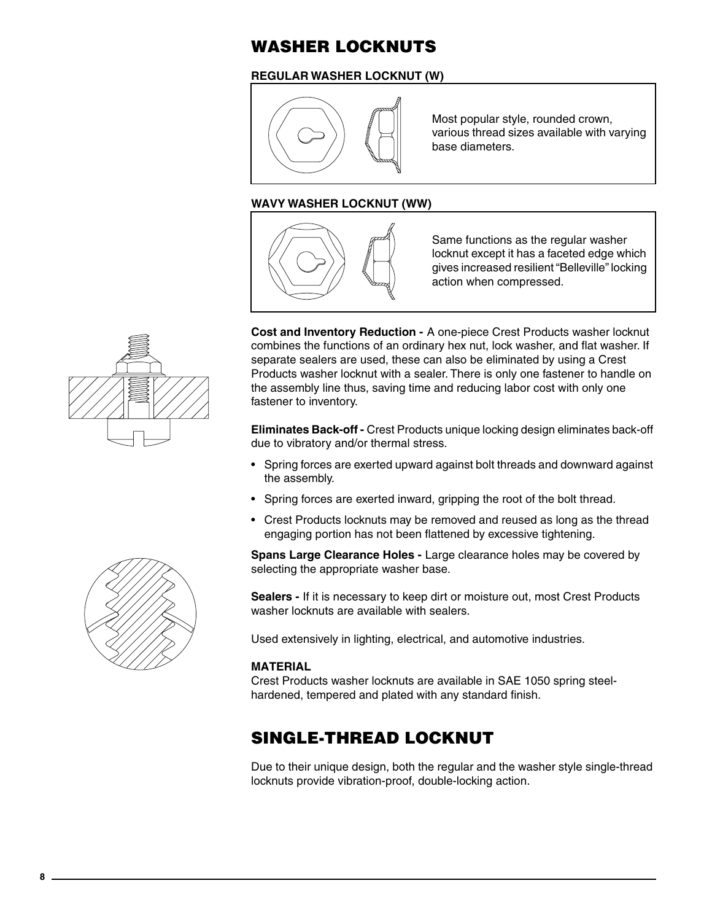# WASHER LOCKNUTS

### REGULAR WASHER LOCKNUT (W)

Most popular style, rounded crown, various thread sizes available with varying base diameters.

### WAVY WASHER LOCKNUT (WW)

Same functions as the regular washer locknut except it has a faceted edge which gives increased resilient "Belleville" locking action when compressed.

**Cost and Inventory Reduction -** A one-piece Crest Products washer locknut combines the functions of an ordinary hex nut, lock washer, and flat washer. If separate sealers are used, these can also be eliminated by using a Crest Products washer locknut with a sealer. There is only one fastener to handle on the assembly line thus, saving time and reducing labor cost with only one fastener to inventory.

**Eliminates Back-off -** Crest Products unique locking design eliminates back-off due to vibratory and/or thermal stress.

- Spring forces are exerted upward against bolt threads and downward against the assembly.
- Spring forces are exerted inward, gripping the root of the bolt thread.
- Crest Products locknuts may be removed and reused as long as the thread engaging portion has not been flattened by excessive tightening.

**Spans Large Clearance Holes -** Large clearance holes may be covered by selecting the appropriate washer base.

**Sealers -** If it is necessary to keep dirt or moisture out, most Crest Products washer locknuts are available with sealers.

Used extensively in lighting, electrical, and automotive industries.

**MATERIAL**

Crest Products washer locknuts are available in SAE 1050 spring steel-hardened, tempered and plated with any standard finish.

# SINGLE-THREAD LOCKNUT

Due to their unique design, both the regular and the washer style single-thread locknuts provide vibration-proof, double-locking action.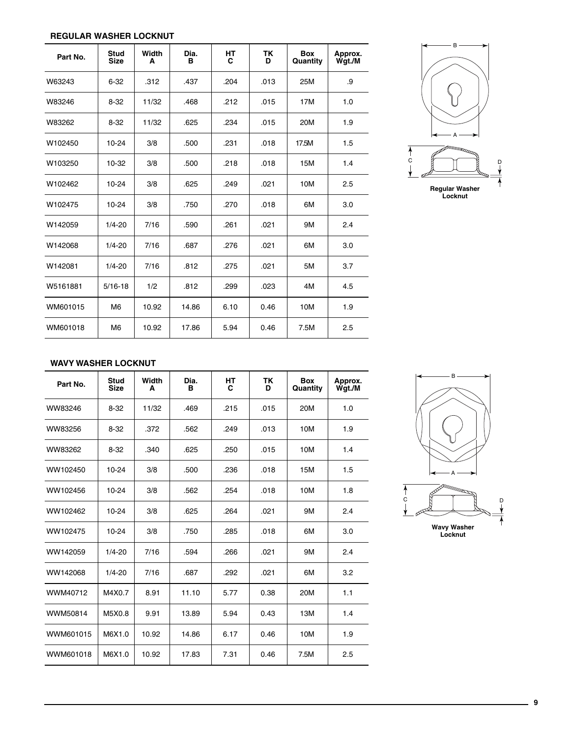### REGULAR WASHER LOCKNUT

| Part No. | Stud Size | Width A | Dia. B | HT C | TK D | Box Quantity | Approx. Wgt./M |
|---|---|---|---|---|---|---|---|
| W63243 | 6-32 | .312 | .437 | .204 | .013 | 25M | .9 |
| W83246 | 8-32 | 11/32 | .468 | .212 | .015 | 17M | 1.0 |
| W83262 | 8-32 | 11/32 | .625 | .234 | .015 | 20M | 1.9 |
| W102450 | 10-24 | 3/8 | .500 | .231 | .018 | 17.5M | 1.5 |
| W103250 | 10-32 | 3/8 | .500 | .218 | .018 | 15M | 1.4 |
| W102462 | 10-24 | 3/8 | .625 | .249 | .021 | 10M | 2.5 |
| W102475 | 10-24 | 3/8 | .750 | .270 | .018 | 6M | 3.0 |
| W142059 | 1/4-20 | 7/16 | .590 | .261 | .021 | 9M | 2.4 |
| W142068 | 1/4-20 | 7/16 | .687 | .276 | .021 | 6M | 3.0 |
| W142081 | 1/4-20 | 7/16 | .812 | .275 | .021 | 5M | 3.7 |
| W5161881 | 5/16-18 | 1/2 | .812 | .299 | .023 | 4M | 4.5 |
| WM601015 | M6 | 10.92 | 14.86 | 6.10 | 0.46 | 10M | 1.9 |
| WM601018 | M6 | 10.92 | 17.86 | 5.94 | 0.46 | 7.5M | 2.5 |

Regular Washer Locknut

### WAVY WASHER LOCKNUT

| Part No. | Stud Size | Width A | Dia. B | HT C | TK D | Box Quantity | Approx. Wgt./M |
|---|---|---|---|---|---|---|---|
| WW83246 | 8-32 | 11/32 | .469 | .215 | .015 | 20M | 1.0 |
| WW83256 | 8-32 | .372 | .562 | .249 | .013 | 10M | 1.9 |
| WW83262 | 8-32 | .340 | .625 | .250 | .015 | 10M | 1.4 |
| WW102450 | 10-24 | 3/8 | .500 | .236 | .018 | 15M | 1.5 |
| WW102456 | 10-24 | 3/8 | .562 | .254 | .018 | 10M | 1.8 |
| WW102462 | 10-24 | 3/8 | .625 | .264 | .021 | 9M | 2.4 |
| WW102475 | 10-24 | 3/8 | .750 | .285 | .018 | 6M | 3.0 |
| WW142059 | 1/4-20 | 7/16 | .594 | .266 | .021 | 9M | 2.4 |
| WW142068 | 1/4-20 | 7/16 | .687 | .292 | .021 | 6M | 3.2 |
| WWM40712 | M4X0.7 | 8.91 | 11.10 | 5.77 | 0.38 | 20M | 1.1 |
| WWM50814 | M5X0.8 | 9.91 | 13.89 | 5.94 | 0.43 | 13M | 1.4 |
| WWM601015 | M6X1.0 | 10.92 | 14.86 | 6.17 | 0.46 | 10M | 1.9 |
| WWM601018 | M6X1.0 | 10.92 | 17.83 | 7.31 | 0.46 | 7.5M | 2.5 |

Wavy Washer Locknut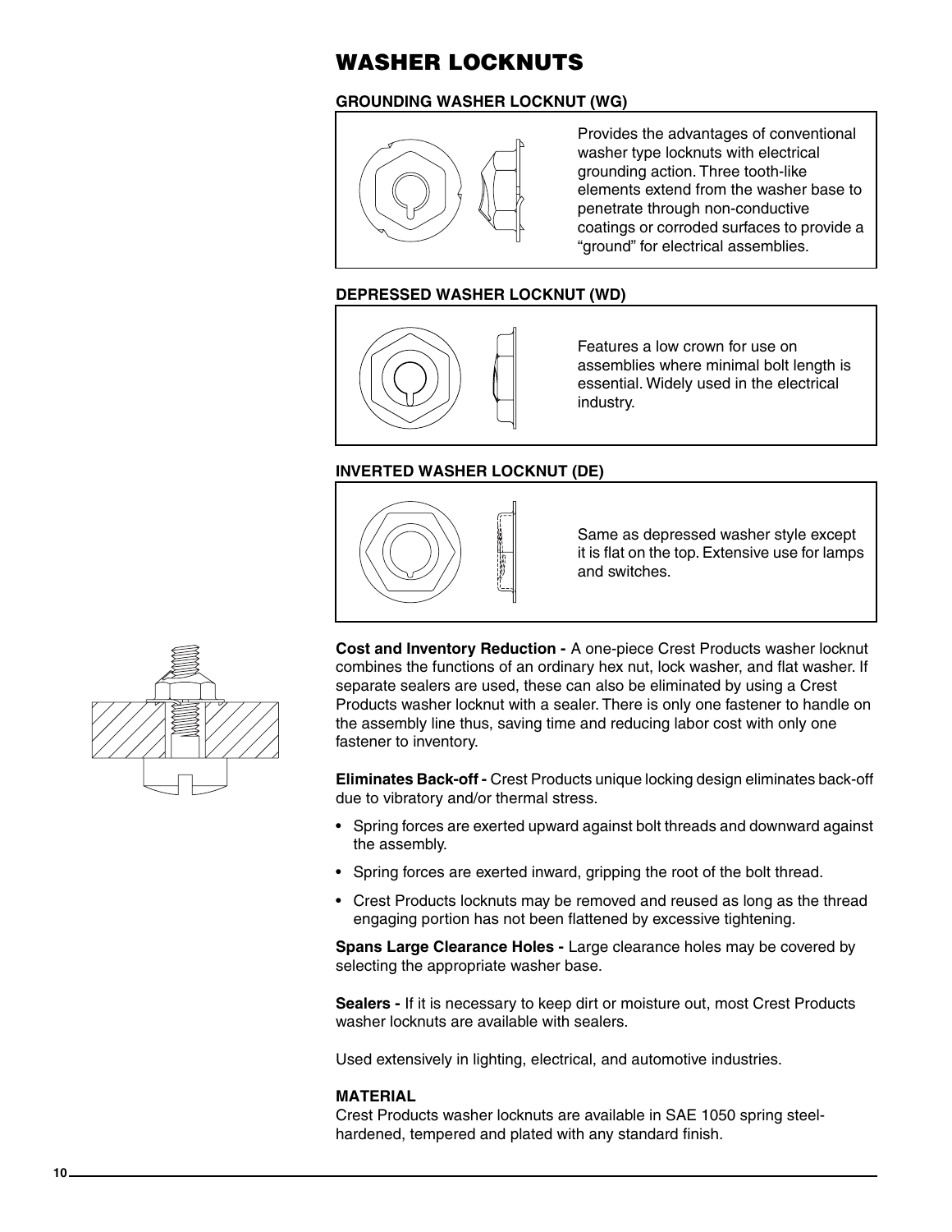# WASHER LOCKNUTS

### GROUNDING WASHER LOCKNUT (WG)

Provides the advantages of conventional washer type locknuts with electrical grounding action. Three tooth-like elements extend from the washer base to penetrate through non-conductive coatings or corroded surfaces to provide a "ground" for electrical assemblies.

### DEPRESSED WASHER LOCKNUT (WD)

Features a low crown for use on assemblies where minimal bolt length is essential. Widely used in the electrical industry.

### INVERTED WASHER LOCKNUT (DE)

Same as depressed washer style except it is flat on the top. Extensive use for lamps and switches.

**Cost and Inventory Reduction -** A one-piece Crest Products washer locknut combines the functions of an ordinary hex nut, lock washer, and flat washer. If separate sealers are used, these can also be eliminated by using a Crest Products washer locknut with a sealer. There is only one fastener to handle on the assembly line thus, saving time and reducing labor cost with only one fastener to inventory.

**Eliminates Back-off -** Crest Products unique locking design eliminates back-off due to vibratory and/or thermal stress.

- Spring forces are exerted upward against bolt threads and downward against the assembly.
- Spring forces are exerted inward, gripping the root of the bolt thread.
- Crest Products locknuts may be removed and reused as long as the thread engaging portion has not been flattened by excessive tightening.

**Spans Large Clearance Holes -** Large clearance holes may be covered by selecting the appropriate washer base.

**Sealers -** If it is necessary to keep dirt or moisture out, most Crest Products washer locknuts are available with sealers.

Used extensively in lighting, electrical, and automotive industries.

### MATERIAL

Crest Products washer locknuts are available in SAE 1050 spring steel-hardened, tempered and plated with any standard finish.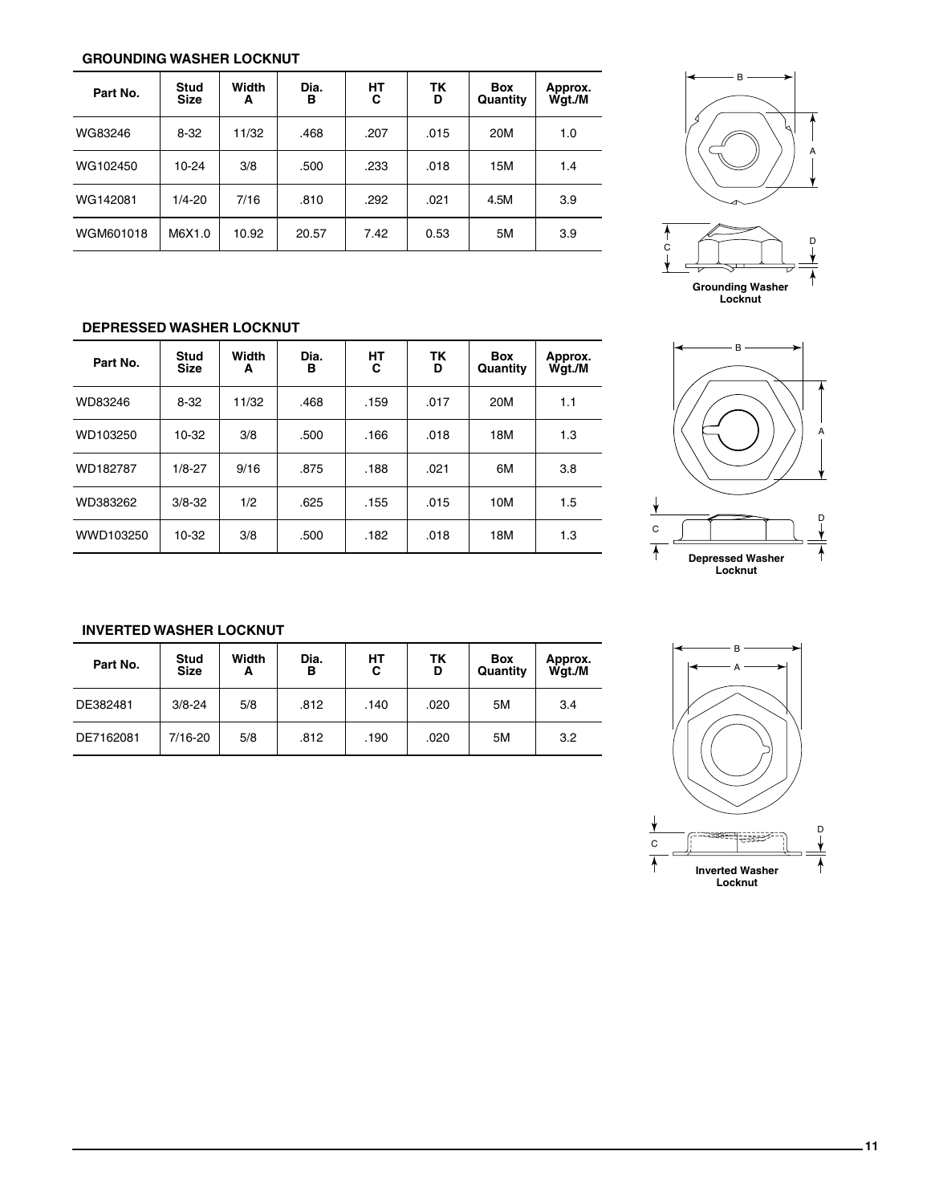### GROUNDING WASHER LOCKNUT

| Part No. | Stud Size | Width A | Dia. B | HT C | TK D | Box Quantity | Approx. Wgt./M |
|---|---|---|---|---|---|---|---|
| WG83246 | 8-32 | 11/32 | .468 | .207 | .015 | 20M | 1.0 |
| WG102450 | 10-24 | 3/8 | .500 | .233 | .018 | 15M | 1.4 |
| WG142081 | 1/4-20 | 7/16 | .810 | .292 | .021 | 4.5M | 3.9 |
| WGM601018 | M6X1.0 | 10.92 | 20.57 | 7.42 | 0.53 | 5M | 3.9 |

Grounding Washer Locknut

### DEPRESSED WASHER LOCKNUT

| Part No. | Stud Size | Width A | Dia. B | HT C | TK D | Box Quantity | Approx. Wgt./M |
|---|---|---|---|---|---|---|---|
| WD83246 | 8-32 | 11/32 | .468 | .159 | .017 | 20M | 1.1 |
| WD103250 | 10-32 | 3/8 | .500 | .166 | .018 | 18M | 1.3 |
| WD182787 | 1/8-27 | 9/16 | .875 | .188 | .021 | 6M | 3.8 |
| WD383262 | 3/8-32 | 1/2 | .625 | .155 | .015 | 10M | 1.5 |
| WWD103250 | 10-32 | 3/8 | .500 | .182 | .018 | 18M | 1.3 |

Depressed Washer Locknut

### INVERTED WASHER LOCKNUT

| Part No. | Stud Size | Width A | Dia. B | HT C | TK D | Box Quantity | Approx. Wgt./M |
|---|---|---|---|---|---|---|---|
| DE382481 | 3/8-24 | 5/8 | .812 | .140 | .020 | 5M | 3.4 |
| DE7162081 | 7/16-20 | 5/8 | .812 | .190 | .020 | 5M | 3.2 |

Inverted Washer Locknut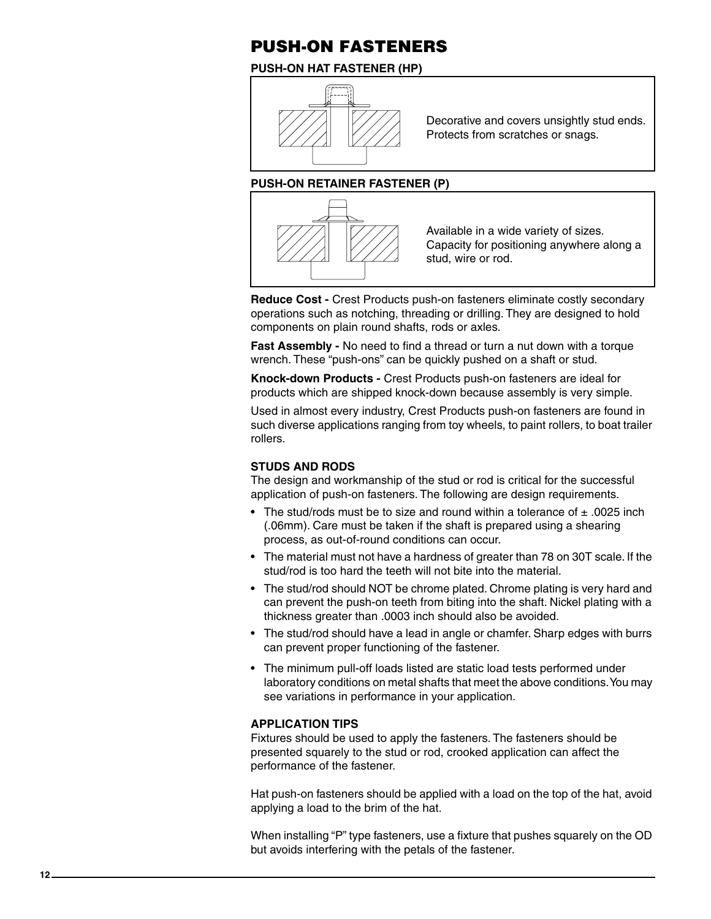# PUSH-ON FASTENERS

## PUSH-ON HAT FASTENER (HP)

Decorative and covers unsightly stud ends. Protects from scratches or snags.

## PUSH-ON RETAINER FASTENER (P)

Available in a wide variety of sizes. Capacity for positioning anywhere along a stud, wire or rod.

**Reduce Cost -** Crest Products push-on fasteners eliminate costly secondary operations such as notching, threading or drilling. They are designed to hold components on plain round shafts, rods or axles.

**Fast Assembly -** No need to find a thread or turn a nut down with a torque wrench. These "push-ons" can be quickly pushed on a shaft or stud.

**Knock-down Products -** Crest Products push-on fasteners are ideal for products which are shipped knock-down because assembly is very simple.

Used in almost every industry, Crest Products push-on fasteners are found in such diverse applications ranging from toy wheels, to paint rollers, to boat trailer rollers.

### STUDS AND RODS

The design and workmanship of the stud or rod is critical for the successful application of push-on fasteners. The following are design requirements.

- The stud/rods must be to size and round within a tolerance of ± .0025 inch (.06mm). Care must be taken if the shaft is prepared using a shearing process, as out-of-round conditions can occur.
- The material must not have a hardness of greater than 78 on 30T scale. If the stud/rod is too hard the teeth will not bite into the material.
- The stud/rod should NOT be chrome plated. Chrome plating is very hard and can prevent the push-on teeth from biting into the shaft. Nickel plating with a thickness greater than .0003 inch should also be avoided.
- The stud/rod should have a lead in angle or chamfer. Sharp edges with burrs can prevent proper functioning of the fastener.
- The minimum pull-off loads listed are static load tests performed under laboratory conditions on metal shafts that meet the above conditions. You may see variations in performance in your application.

### APPLICATION TIPS

Fixtures should be used to apply the fasteners. The fasteners should be presented squarely to the stud or rod, crooked application can affect the performance of the fastener.

Hat push-on fasteners should be applied with a load on the top of the hat, avoid applying a load to the brim of the hat.

When installing "P" type fasteners, use a fixture that pushes squarely on the OD but avoids interfering with the petals of the fastener.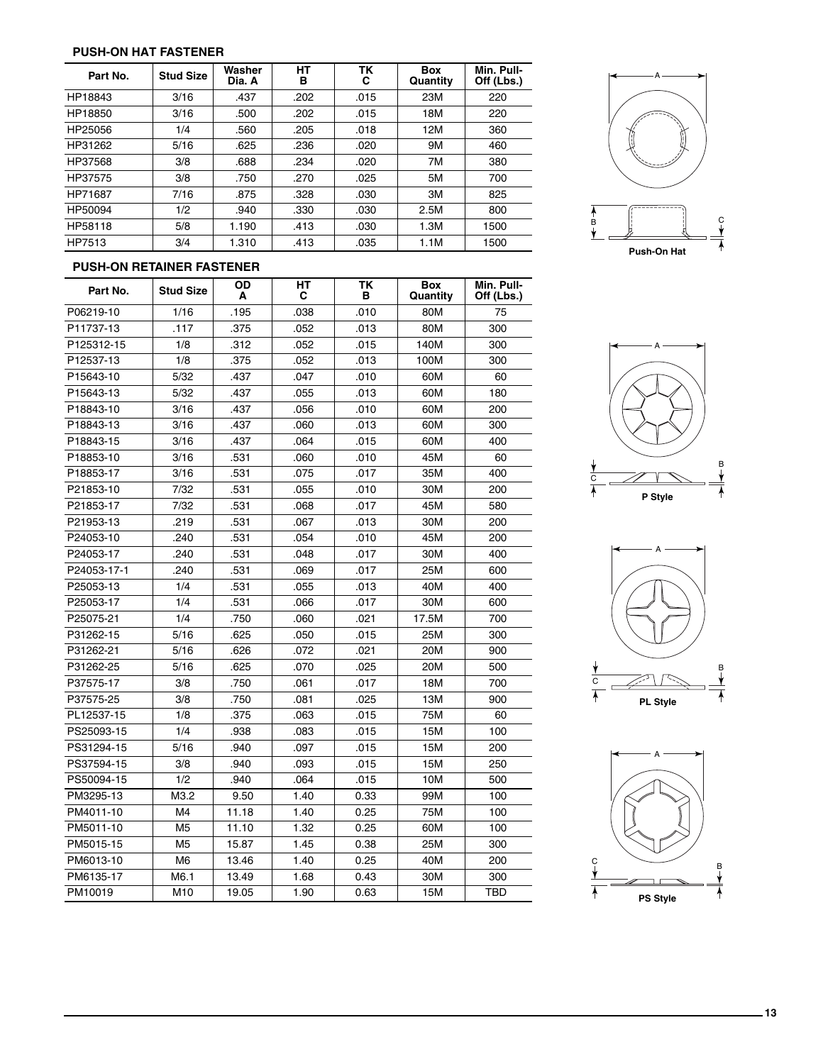## PUSH-ON HAT FASTENER

| Part No. | Stud Size | Washer Dia. A | HT B | TK C | Box Quantity | Min. Pull-Off (Lbs.) |
|---|---|---|---|---|---|---|
| HP18843 | 3/16 | .437 | .202 | .015 | 23M | 220 |
| HP18850 | 3/16 | .500 | .202 | .015 | 18M | 220 |
| HP25056 | 1/4 | .560 | .205 | .018 | 12M | 360 |
| HP31262 | 5/16 | .625 | .236 | .020 | 9M | 460 |
| HP37568 | 3/8 | .688 | .234 | .020 | 7M | 380 |
| HP37575 | 3/8 | .750 | .270 | .025 | 5M | 700 |
| HP71687 | 7/16 | .875 | .328 | .030 | 3M | 825 |
| HP50094 | 1/2 | .940 | .330 | .030 | 2.5M | 800 |
| HP58118 | 5/8 | 1.190 | .413 | .030 | 1.3M | 1500 |
| HP7513 | 3/4 | 1.310 | .413 | .035 | 1.1M | 1500 |

Push-On Hat

## PUSH-ON RETAINER FASTENER

| Part No. | Stud Size | OD A | HT C | TK B | Box Quantity | Min. Pull-Off (Lbs.) |
|---|---|---|---|---|---|---|
| P06219-10 | 1/16 | .195 | .038 | .010 | 80M | 75 |
| P11737-13 | .117 | .375 | .052 | .013 | 80M | 300 |
| P125312-15 | 1/8 | .312 | .052 | .015 | 140M | 300 |
| P12537-13 | 1/8 | .375 | .052 | .013 | 100M | 300 |
| P15643-10 | 5/32 | .437 | .047 | .010 | 60M | 60 |
| P15643-13 | 5/32 | .437 | .055 | .013 | 60M | 180 |
| P18843-10 | 3/16 | .437 | .056 | .010 | 60M | 200 |
| P18843-13 | 3/16 | .437 | .060 | .013 | 60M | 300 |
| P18843-15 | 3/16 | .437 | .064 | .015 | 60M | 400 |
| P18853-10 | 3/16 | .531 | .060 | .010 | 45M | 60 |
| P18853-17 | 3/16 | .531 | .075 | .017 | 35M | 400 |
| P21853-10 | 7/32 | .531 | .055 | .010 | 30M | 200 |
| P21853-17 | 7/32 | .531 | .068 | .017 | 45M | 580 |
| P21953-13 | .219 | .531 | .067 | .013 | 30M | 200 |
| P24053-10 | .240 | .531 | .054 | .010 | 45M | 200 |
| P24053-17 | .240 | .531 | .048 | .017 | 30M | 400 |
| P24053-17-1 | .240 | .531 | .069 | .017 | 25M | 600 |
| P25053-13 | 1/4 | .531 | .055 | .013 | 40M | 400 |
| P25053-17 | 1/4 | .531 | .066 | .017 | 30M | 600 |
| P25075-21 | 1/4 | .750 | .060 | .021 | 17.5M | 700 |
| P31262-15 | 5/16 | .625 | .050 | .015 | 25M | 300 |
| P31262-21 | 5/16 | .626 | .072 | .021 | 20M | 900 |
| P31262-25 | 5/16 | .625 | .070 | .025 | 20M | 500 |
| P37575-17 | 3/8 | .750 | .061 | .017 | 18M | 700 |
| P37575-25 | 3/8 | .750 | .081 | .025 | 13M | 900 |
| PL12537-15 | 1/8 | .375 | .063 | .015 | 75M | 60 |
| PS25093-15 | 1/4 | .938 | .083 | .015 | 15M | 100 |
| PS31294-15 | 5/16 | .940 | .097 | .015 | 15M | 200 |
| PS37594-15 | 3/8 | .940 | .093 | .015 | 15M | 250 |
| PS50094-15 | 1/2 | .940 | .064 | .015 | 10M | 500 |
| PM3295-13 | M3.2 | 9.50 | 1.40 | 0.33 | 99M | 100 |
| PM4011-10 | M4 | 11.18 | 1.40 | 0.25 | 75M | 100 |
| PM5011-10 | M5 | 11.10 | 1.32 | 0.25 | 60M | 100 |
| PM5015-15 | M5 | 15.87 | 1.45 | 0.38 | 25M | 300 |
| PM6013-10 | M6 | 13.46 | 1.40 | 0.25 | 40M | 200 |
| PM6135-17 | M6.1 | 13.49 | 1.68 | 0.43 | 30M | 300 |
| PM10019 | M10 | 19.05 | 1.90 | 0.63 | 15M | TBD |

P Style

PL Style

PS Style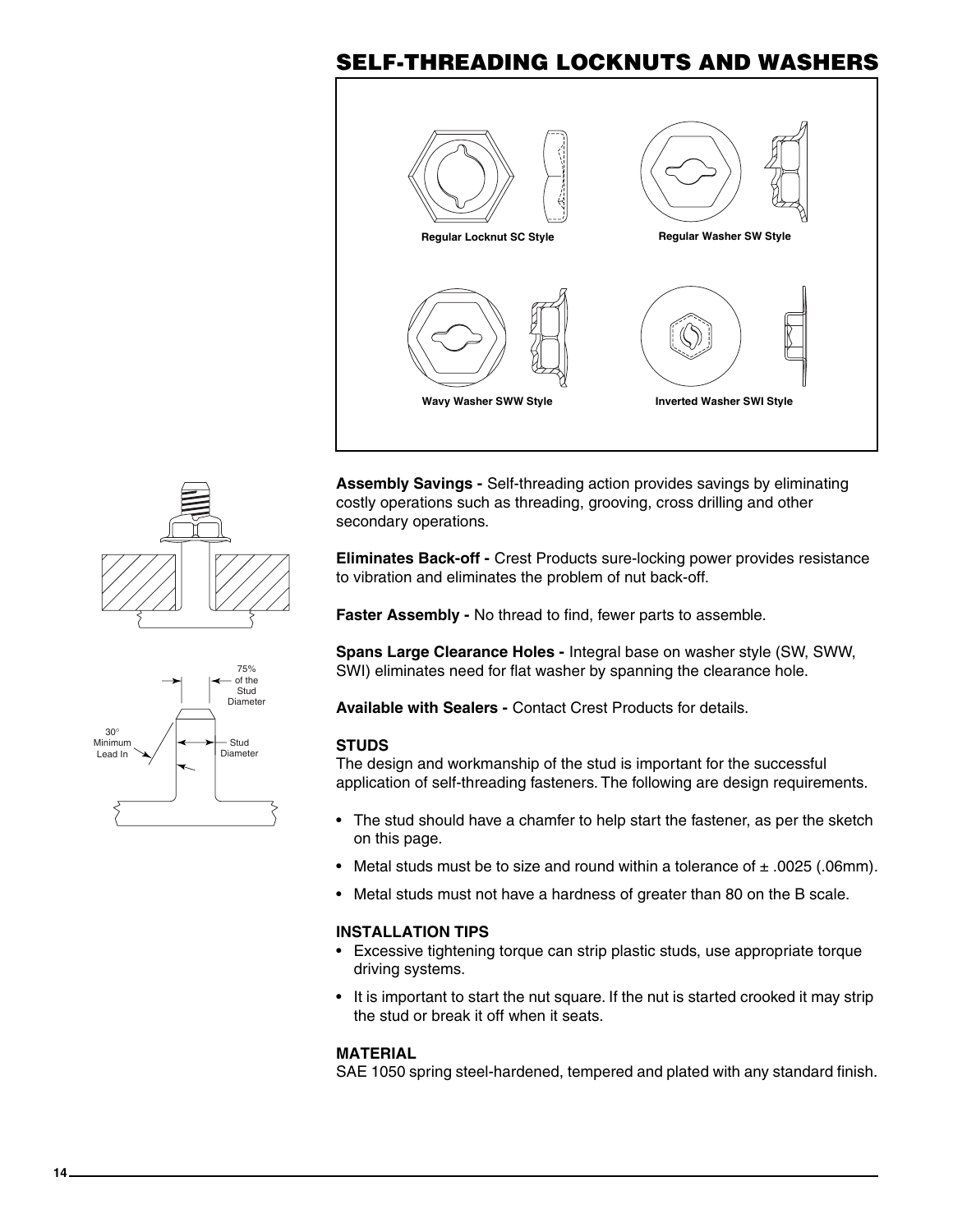# SELF-THREADING LOCKNUTS AND WASHERS

Regular Locknut SC Style

Regular Washer SW Style

Wavy Washer SWW Style

Inverted Washer SWI Style

75% of the Stud Diameter

30° Minimum Lead In

Stud Diameter

**Assembly Savings -** Self-threading action provides savings by eliminating costly operations such as threading, grooving, cross drilling and other secondary operations.

**Eliminates Back-off -** Crest Products sure-locking power provides resistance to vibration and eliminates the problem of nut back-off.

**Faster Assembly -** No thread to find, fewer parts to assemble.

**Spans Large Clearance Holes -** Integral base on washer style (SW, SWW, SWI) eliminates need for flat washer by spanning the clearance hole.

**Available with Sealers -** Contact Crest Products for details.

### STUDS

The design and workmanship of the stud is important for the successful application of self-threading fasteners. The following are design requirements.

- The stud should have a chamfer to help start the fastener, as per the sketch on this page.
- Metal studs must be to size and round within a tolerance of ± .0025 (.06mm).
- Metal studs must not have a hardness of greater than 80 on the B scale.

### INSTALLATION TIPS

- Excessive tightening torque can strip plastic studs, use appropriate torque driving systems.
- It is important to start the nut square. If the nut is started crooked it may strip the stud or break it off when it seats.

### MATERIAL

SAE 1050 spring steel-hardened, tempered and plated with any standard finish.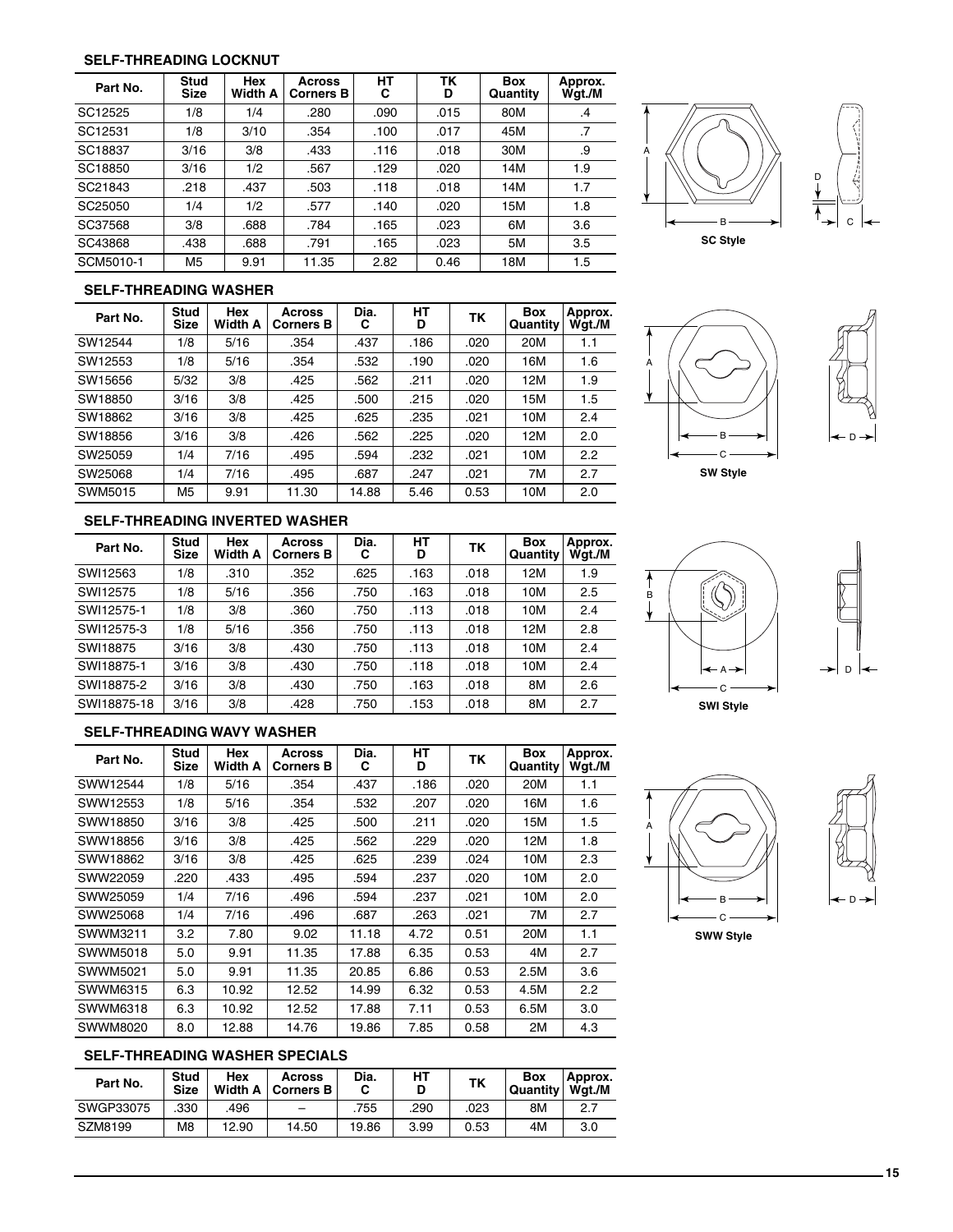### SELF-THREADING LOCKNUT

| Part No. | Stud Size | Hex Width A | Across Corners B | HT C | TK D | Box Quantity | Approx. Wgt./M |
|---|---|---|---|---|---|---|---|
| SC12525 | 1/8 | 1/4 | .280 | .090 | .015 | 80M | .4 |
| SC12531 | 1/8 | 3/10 | .354 | .100 | .017 | 45M | .7 |
| SC18837 | 3/16 | 3/8 | .433 | .116 | .018 | 30M | .9 |
| SC18850 | 3/16 | 1/2 | .567 | .129 | .020 | 14M | 1.9 |
| SC21843 | .218 | .437 | .503 | .118 | .018 | 14M | 1.7 |
| SC25050 | 1/4 | 1/2 | .577 | .140 | .020 | 15M | 1.8 |
| SC37568 | 3/8 | .688 | .784 | .165 | .023 | 6M | 3.6 |
| SC43868 | .438 | .688 | .791 | .165 | .023 | 5M | 3.5 |
| SCM5010-1 | M5 | 9.91 | 11.35 | 2.82 | 0.46 | 18M | 1.5 |

SC Style

### SELF-THREADING WASHER

| Part No. | Stud Size | Hex Width A | Across Corners B | Dia. C | HT D | TK | Box Quantity | Approx. Wgt./M |
|---|---|---|---|---|---|---|---|---|
| SW12544 | 1/8 | 5/16 | .354 | .437 | .186 | .020 | 20M | 1.1 |
| SW12553 | 1/8 | 5/16 | .354 | .532 | .190 | .020 | 16M | 1.6 |
| SW15656 | 5/32 | 3/8 | .425 | .562 | .211 | .020 | 12M | 1.9 |
| SW18850 | 3/16 | 3/8 | .425 | .500 | .215 | .020 | 15M | 1.5 |
| SW18862 | 3/16 | 3/8 | .425 | .625 | .235 | .021 | 10M | 2.4 |
| SW18856 | 3/16 | 3/8 | .426 | .562 | .225 | .020 | 12M | 2.0 |
| SW25059 | 1/4 | 7/16 | .495 | .594 | .232 | .021 | 10M | 2.2 |
| SW25068 | 1/4 | 7/16 | .495 | .687 | .247 | .021 | 7M | 2.7 |
| SWM5015 | M5 | 9.91 | 11.30 | 14.88 | 5.46 | 0.53 | 10M | 2.0 |

SW Style

### SELF-THREADING INVERTED WASHER

| Part No. | Stud Size | Hex Width A | Across Corners B | Dia. C | HT D | TK | Box Quantity | Approx. Wgt./M |
|---|---|---|---|---|---|---|---|---|
| SWI12563 | 1/8 | .310 | .352 | .625 | .163 | .018 | 12M | 1.9 |
| SWI12575 | 1/8 | 5/16 | .356 | .750 | .163 | .018 | 10M | 2.5 |
| SWI12575-1 | 1/8 | 3/8 | .360 | .750 | .113 | .018 | 10M | 2.4 |
| SWI12575-3 | 1/8 | 5/16 | .356 | .750 | .113 | .018 | 12M | 2.8 |
| SWI18875 | 3/16 | 3/8 | .430 | .750 | .113 | .018 | 10M | 2.4 |
| SWI18875-1 | 3/16 | 3/8 | .430 | .750 | .118 | .018 | 10M | 2.4 |
| SWI18875-2 | 3/16 | 3/8 | .430 | .750 | .163 | .018 | 8M | 2.6 |
| SWI18875-18 | 3/16 | 3/8 | .428 | .750 | .153 | .018 | 8M | 2.7 |

SWI Style

### SELF-THREADING WAVY WASHER

| Part No. | Stud Size | Hex Width A | Across Corners B | Dia. C | HT D | TK | Box Quantity | Approx. Wgt./M |
|---|---|---|---|---|---|---|---|---|
| SWW12544 | 1/8 | 5/16 | .354 | .437 | .186 | .020 | 20M | 1.1 |
| SWW12553 | 1/8 | 5/16 | .354 | .532 | .207 | .020 | 16M | 1.6 |
| SWW18850 | 3/16 | 3/8 | .425 | .500 | .211 | .020 | 15M | 1.5 |
| SWW18856 | 3/16 | 3/8 | .425 | .562 | .229 | .020 | 12M | 1.8 |
| SWW18862 | 3/16 | 3/8 | .425 | .625 | .239 | .024 | 10M | 2.3 |
| SWW22059 | .220 | .433 | .495 | .594 | .237 | .020 | 10M | 2.0 |
| SWW25059 | 1/4 | 7/16 | .496 | .594 | .237 | .021 | 10M | 2.0 |
| SWW25068 | 1/4 | 7/16 | .496 | .687 | .263 | .021 | 7M | 2.7 |
| SWWM3211 | 3.2 | 7.80 | 9.02 | 11.18 | 4.72 | 0.51 | 20M | 1.1 |
| SWWM5018 | 5.0 | 9.91 | 11.35 | 17.88 | 6.35 | 0.53 | 4M | 2.7 |
| SWWM5021 | 5.0 | 9.91 | 11.35 | 20.85 | 6.86 | 0.53 | 2.5M | 3.6 |
| SWWM6315 | 6.3 | 10.92 | 12.52 | 14.99 | 6.32 | 0.53 | 4.5M | 2.2 |
| SWWM6318 | 6.3 | 10.92 | 12.52 | 17.88 | 7.11 | 0.53 | 6.5M | 3.0 |
| SWWM8020 | 8.0 | 12.88 | 14.76 | 19.86 | 7.85 | 0.58 | 2M | 4.3 |

SWW Style

### SELF-THREADING WASHER SPECIALS

| Part No. | Stud Size | Hex Width A | Across Corners B | Dia. C | HT D | TK | Box Quantity | Approx. Wgt./M |
|---|---|---|---|---|---|---|---|---|
| SWGP33075 | .330 | .496 | – | .755 | .290 | .023 | 8M | 2.7 |
| SZM8199 | M8 | 12.90 | 14.50 | 19.86 | 3.99 | 0.53 | 4M | 3.0 |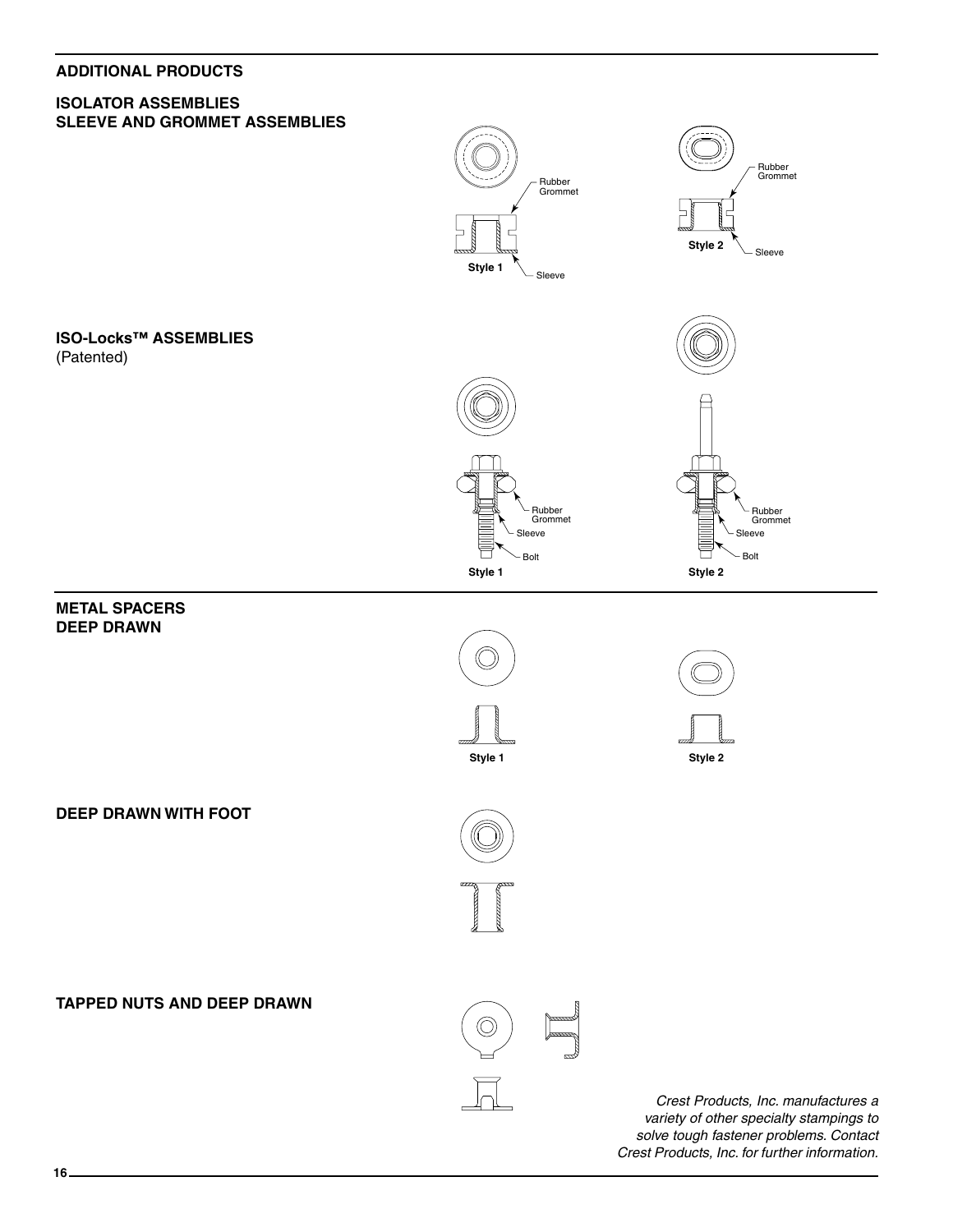## ADDITIONAL PRODUCTS

### ISOLATOR ASSEMBLIES
### SLEEVE AND GROMMET ASSEMBLIES

Rubber Grommet

Sleeve

Style 1

Rubber Grommet

Sleeve

Style 2

### ISO-Locks™ ASSEMBLIES
(Patented)

Rubber Grommet

Sleeve

Bolt

Style 1

Rubber Grommet

Sleeve

Bolt

Style 2

### METAL SPACERS
### DEEP DRAWN

Style 1

Style 2

### DEEP DRAWN WITH FOOT

### TAPPED NUTS AND DEEP DRAWN

*Crest Products, Inc. manufactures a variety of other specialty stampings to solve tough fastener problems. Contact Crest Products, Inc. for further information.*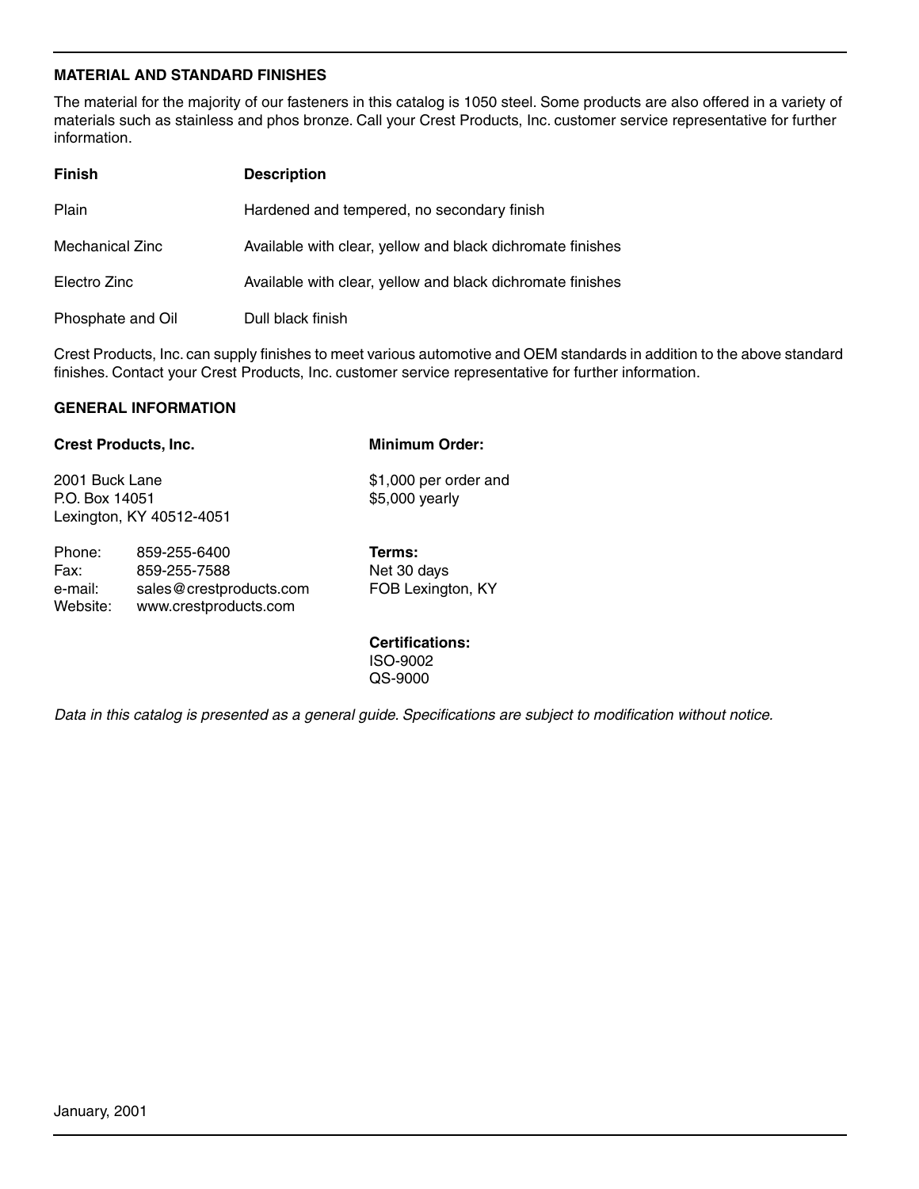## MATERIAL AND STANDARD FINISHES

The material for the majority of our fasteners in this catalog is 1050 steel. Some products are also offered in a variety of materials such as stainless and phos bronze. Call your Crest Products, Inc. customer service representative for further information.

| Finish | Description |
| --- | --- |
| Plain | Hardened and tempered, no secondary finish |
| Mechanical Zinc | Available with clear, yellow and black dichromate finishes |
| Electro Zinc | Available with clear, yellow and black dichromate finishes |
| Phosphate and Oil | Dull black finish |

Crest Products, Inc. can supply finishes to meet various automotive and OEM standards in addition to the above standard finishes. Contact your Crest Products, Inc. customer service representative for further information.

## GENERAL INFORMATION

**Crest Products, Inc.**

2001 Buck Lane
P.O. Box 14051
Lexington, KY 40512-4051

Phone: 859-255-6400
Fax: 859-255-7588
e-mail: sales@crestproducts.com
Website: www.crestproducts.com

**Minimum Order:**

$1,000 per order and
$5,000 yearly

**Terms:**
Net 30 days
FOB Lexington, KY

**Certifications:**
ISO-9002
QS-9000

*Data in this catalog is presented as a general guide. Specifications are subject to modification without notice.*

January, 2001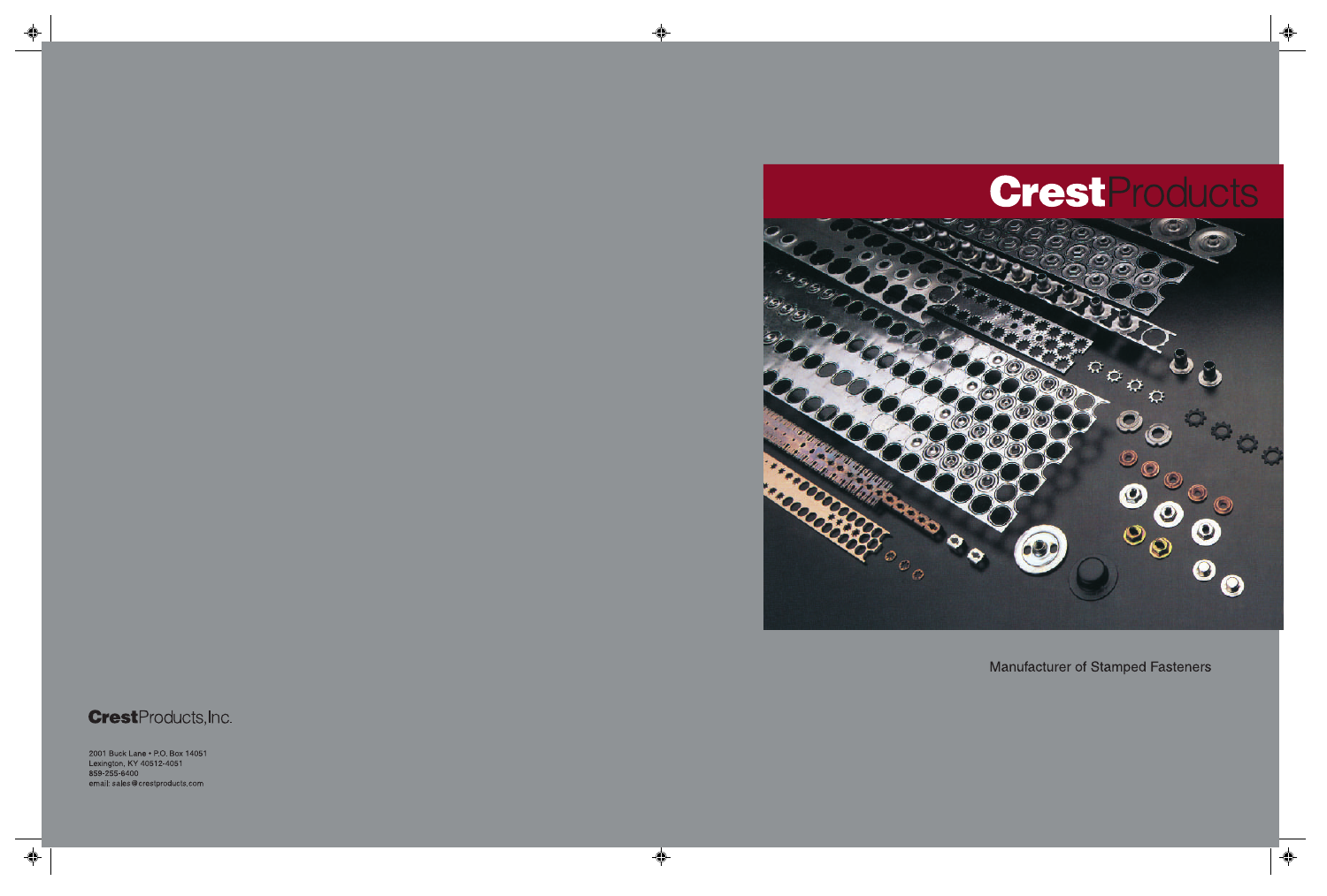# CrestProducts

Manufacturer of Stamped Fasteners

**Crest**Products,Inc.

2001 Buck Lane • P.O. Box 14051
Lexington, KY 40512-4051
859-255-6400
email: sales@crestproducts.com